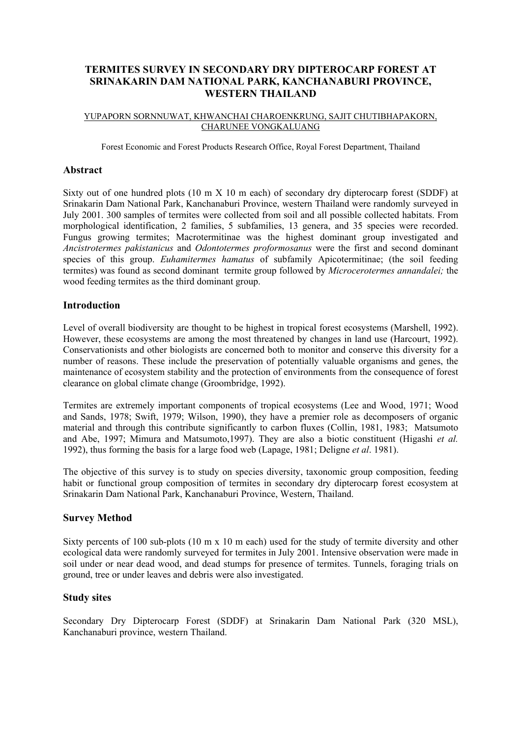# TERMITES SURVEY IN SECONDARY DRY DIPTEROCARP FOREST AT SRINAKARIN DAM NATIONAL PARK, KANCHANABURI PROVINCE, WESTERN THAILAND

YUPAPORN SORNNUWAT, KHWANCHAI CHAROENKRUNG, SAJIT CHUTIBHAPAKORN, CHARUNEE VONGKALUANG

Forest Economic and Forest Products Research Office, Royal Forest Department, Thailand

## Abstract

Sixty out of one hundred plots (10 m X 10 m each) of secondary dry dipterocarp forest (SDDF) at Srinakarin Dam National Park, Kanchanaburi Province, western Thailand were randomly surveyed in July 2001. 300 samples of termites were collected from soil and all possible collected habitats. From morphological identification, 2 families, 5 subfamilies, 13 genera, and 35 species were recorded. Fungus growing termites; Macrotermitinae was the highest dominant group investigated and *Ancistrotermes pakistanicus* and *Odontotermes proformosanus* were the first and second dominant species of this group. *Euhamitermes hamatus* of subfamily Apicotermitinae; (the soil feeding termites) was found as second dominant termite group followed by *Microcerotermes annandalei;* the wood feeding termites as the third dominant group.

## Introduction

Level of overall biodiversity are thought to be highest in tropical forest ecosystems (Marshell, 1992). However, these ecosystems are among the most threatened by changes in land use (Harcourt, 1992). Conservationists and other biologists are concerned both to monitor and conserve this diversity for a number of reasons. These include the preservation of potentially valuable organisms and genes, the maintenance of ecosystem stability and the protection of environments from the consequence of forest clearance on global climate change (Groombridge, 1992).

Termites are extremely important components of tropical ecosystems (Lee and Wood, 1971; Wood and Sands, 1978; Swift, 1979; Wilson, 1990), they have a premier role as decomposers of organic material and through this contribute significantly to carbon fluxes (Collin, 1981, 1983; Matsumoto and Abe, 1997; Mimura and Matsumoto,1997). They are also a biotic constituent (Higashi *et al.* 1992), thus forming the basis for a large food web (Lapage, 1981; Deligne *et al*. 1981).

The objective of this survey is to study on species diversity, taxonomic group composition, feeding habit or functional group composition of termites in secondary dry dipterocarp forest ecosystem at Srinakarin Dam National Park, Kanchanaburi Province, Western, Thailand.

## Survey Method

Sixty percents of 100 sub-plots (10 m x 10 m each) used for the study of termite diversity and other ecological data were randomly surveyed for termites in July 2001. Intensive observation were made in soil under or near dead wood, and dead stumps for presence of termites. Tunnels, foraging trials on ground, tree or under leaves and debris were also investigated.

## Study sites

Secondary Dry Dipterocarp Forest (SDDF) at Srinakarin Dam National Park (320 MSL), Kanchanaburi province, western Thailand.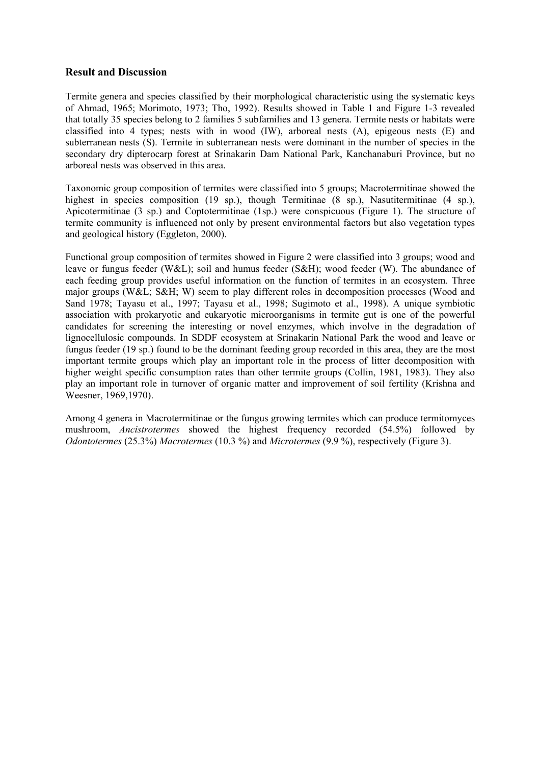### Result and Discussion

Termite genera and species classified by their morphological characteristic using the systematic keys of Ahmad, 1965; Morimoto, 1973; Tho, 1992). Results showed in Table 1 and Figure 1-3 revealed that totally 35 species belong to 2 families 5 subfamilies and 13 genera. Termite nests or habitats were classified into 4 types; nests with in wood (IW), arboreal nests (A), epigeous nests (E) and subterranean nests (S). Termite in subterranean nests were dominant in the number of species in the secondary dry dipterocarp forest at Srinakarin Dam National Park, Kanchanaburi Province, but no arboreal nests was observed in this area.

Taxonomic group composition of termites were classified into 5 groups; Macrotermitinae showed the highest in species composition (19 sp.), though Termitinae (8 sp.), Nasutitermitinae (4 sp.), Apicotermitinae (3 sp.) and Coptotermitinae (1sp.) were conspicuous (Figure 1). The structure of termite community is influenced not only by present environmental factors but also vegetation types and geological history (Eggleton, 2000).

Functional group composition of termites showed in Figure 2 were classified into 3 groups; wood and leave or fungus feeder (W&L); soil and humus feeder (S&H); wood feeder (W). The abundance of each feeding group provides useful information on the function of termites in an ecosystem. Three major groups (W&L; S&H; W) seem to play different roles in decomposition processes (Wood and Sand 1978; Tayasu et al., 1997; Tayasu et al., 1998; Sugimoto et al., 1998). A unique symbiotic association with prokaryotic and eukaryotic microorganisms in termite gut is one of the powerful candidates for screening the interesting or novel enzymes, which involve in the degradation of lignocellulosic compounds. In SDDF ecosystem at Srinakarin National Park the wood and leave or fungus feeder (19 sp.) found to be the dominant feeding group recorded in this area, they are the most important termite groups which play an important role in the process of litter decomposition with higher weight specific consumption rates than other termite groups (Collin, 1981, 1983). They also play an important role in turnover of organic matter and improvement of soil fertility (Krishna and Weesner, 1969,1970).

Among 4 genera in Macrotermitinae or the fungus growing termites which can produce termitomyces mushroom, *Ancistrotermes* showed the highest frequency recorded (54.5%) followed by *Odontotermes* (25.3%) *Macrotermes* (10.3 %) and *Microtermes* (9.9 %), respectively (Figure 3).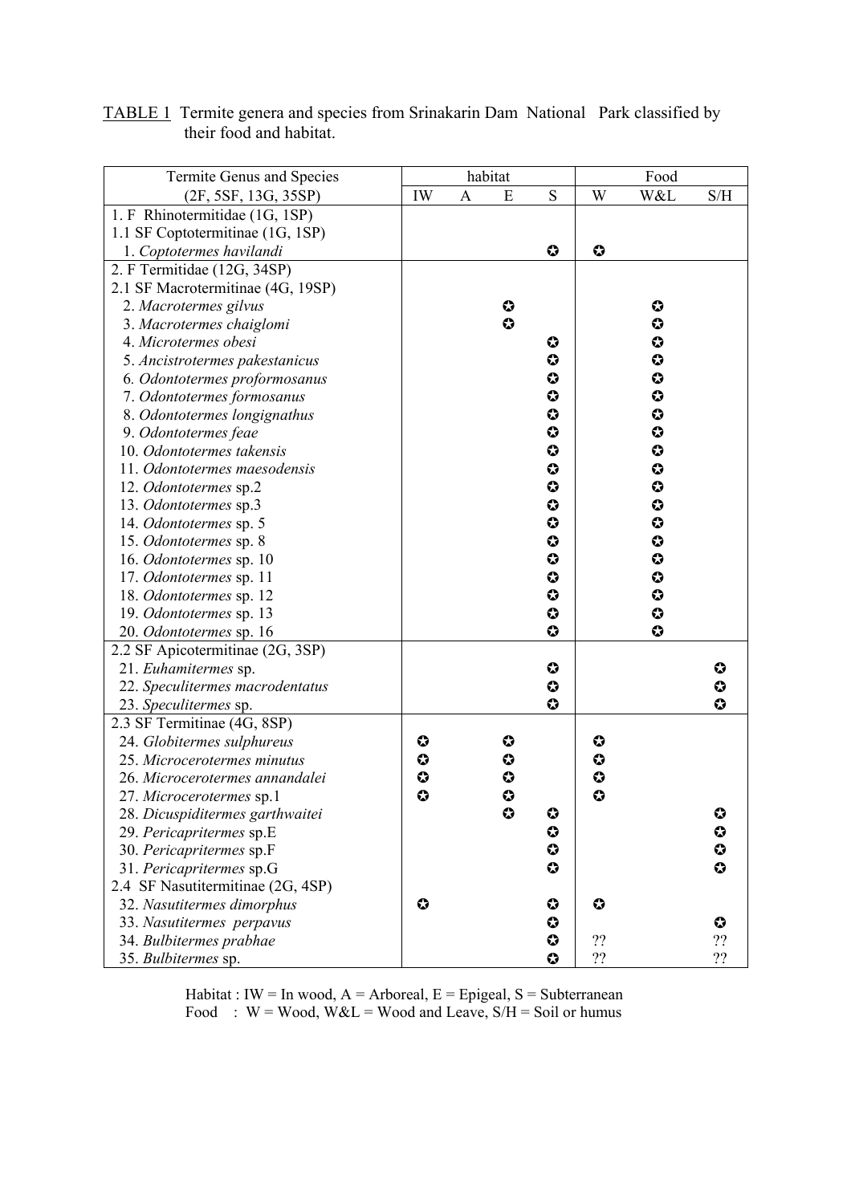TABLE 1 Termite genera and species from Srinakarin Dam National Park classified by their food and habitat.

| Termite Genus and Species | habitat | | | | Food | | |
|---|---|---|---|---|---|---|---|
| (2F, 5SF, 13G, 35SP) | IW | A | E | S | W | W&L | S/H |
| 1. F Rhinotermitidae (1G, 1SP) | | | | | | | |
| 1.1 SF Coptotermitinae (1G, 1SP) | | | | | | | |
| 1. *Coptotermes havilandi* | | | | ✪ | ✪ | | |
| 2. F Termitidae (12G, 34SP) | | | | | | | |
| 2.1 SF Macrotermitinae (4G, 19SP) | | | | | | | |
| 2. *Macrotermes gilvus* | | | ✪ | | | ✪ | |
| 3. *Macrotermes chaiglomi* | | | ✪ | | | ✪ | |
| 4. *Microtermes obesi* | | | | ✪ | | ✪ | |
| 5. *Ancistrotermes pakestanicus* | | | | ✪ | | ✪ | |
| 6. *Odontotermes proformosanus* | | | | ✪ | | ✪ | |
| 7. *Odontotermes formosanus* | | | | ✪ | | ✪ | |
| 8. *Odontotermes longignathus* | | | | ✪ | | ✪ | |
| 9. *Odontotermes feae* | | | | ✪ | | ✪ | |
| 10. *Odontotermes takensis* | | | | ✪ | | ✪ | |
| 11. *Odontotermes maesodensis* | | | | ✪ | | ✪ | |
| 12. *Odontotermes* sp.2 | | | | ✪ | | ✪ | |
| 13. *Odontotermes* sp.3 | | | | ✪ | | ✪ | |
| 14. *Odontotermes* sp. 5 | | | | ✪ | | ✪ | |
| 15. *Odontotermes* sp. 8 | | | | ✪ | | ✪ | |
| 16. *Odontotermes* sp. 10 | | | | ✪ | | ✪ | |
| 17. *Odontotermes* sp. 11 | | | | ✪ | | ✪ | |
| 18. *Odontotermes* sp. 12 | | | | ✪ | | ✪ | |
| 19. *Odontotermes* sp. 13 | | | | ✪ | | ✪ | |
| 20. *Odontotermes* sp. 16 | | | | ✪ | | ✪ | |
| 2.2 SF Apicotermitinae (2G, 3SP) | | | | | | | |
| 21. *Euhamitermes* sp. | | | | ✪ | | | ✪ |
| 22. *Speculitermes macrodentatus* | | | | ✪ | | | ✪ |
| 23. *Speculitermes* sp. | | | | ✪ | | | ✪ |
| 2.3 SF Termitinae (4G, 8SP) | | | | | | | |
| 24. *Globitermes sulphureus* | ✪ | | ✪ | | ✪ | | |
| 25. *Microcerotermes minutus* | ✪ | | ✪ | | ✪ | | |
| 26. *Microcerotermes annandalei* | ✪ | | ✪ | | ✪ | | |
| 27. *Microcerotermes* sp.1 | ✪ | | ✪ | | ✪ | | |
| 28. *Dicuspiditermes garthwaitei* | | | ✪ | ✪ | | | ✪ |
| 29. *Pericapritermes* sp.E | | | | ✪ | | | ✪ |
| 30. *Pericapritermes* sp.F | | | | ✪ | | | ✪ |
| 31. *Pericapritermes* sp.G | | | | ✪ | | | ✪ |
| 2.4 SF Nasutitermitinae (2G, 4SP) | | | | | | | |
| 32. *Nasutitermes dimorphus* | ✪ | | | ✪ | ✪ | | |
| 33. *Nasutitermes perpavus* | | | | ✪ | | | ✪ |
| 34. *Bulbitermes prabhae* | | | | ✪ | ?? | | ?? |
| 35. *Bulbitermes* sp. | | | | ✪ | ?? | | ?? |

Habitat : IW = In wood, A = Arboreal, E = Epigeal, S = Subterranean
Food : W = Wood, W&L = Wood and Leave, S/H = Soil or humus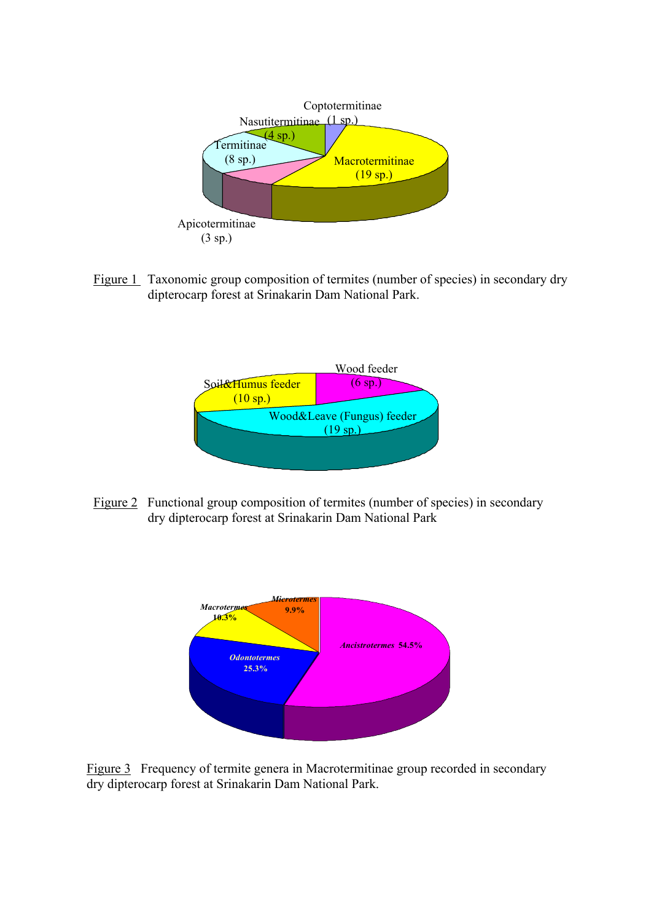Coptotermitinae (1 sp.)

Nasutitermitinae (4 sp.)

Termitinae (8 sp.)

Macrotermitinae (19 sp.)

Apicotermitinae (3 sp.)

Figure 1 Taxonomic group composition of termites (number of species) in secondary dry dipterocarp forest at Srinakarin Dam National Park.

Wood feeder (6 sp.)

Soil&Humus feeder (10 sp.)

Wood&Leave (Fungus) feeder (19 sp.)

Figure 2 Functional group composition of termites (number of species) in secondary dry dipterocarp forest at Srinakarin Dam National Park

***Microtermes*** **9.9%**

***Macrotermes*** **10.3%**

***Ancistrotermes*** **54.5%**

***Odontotermes*** **25.3%**

Figure 3 Frequency of termite genera in Macrotermitinae group recorded in secondary dry dipterocarp forest at Srinakarin Dam National Park.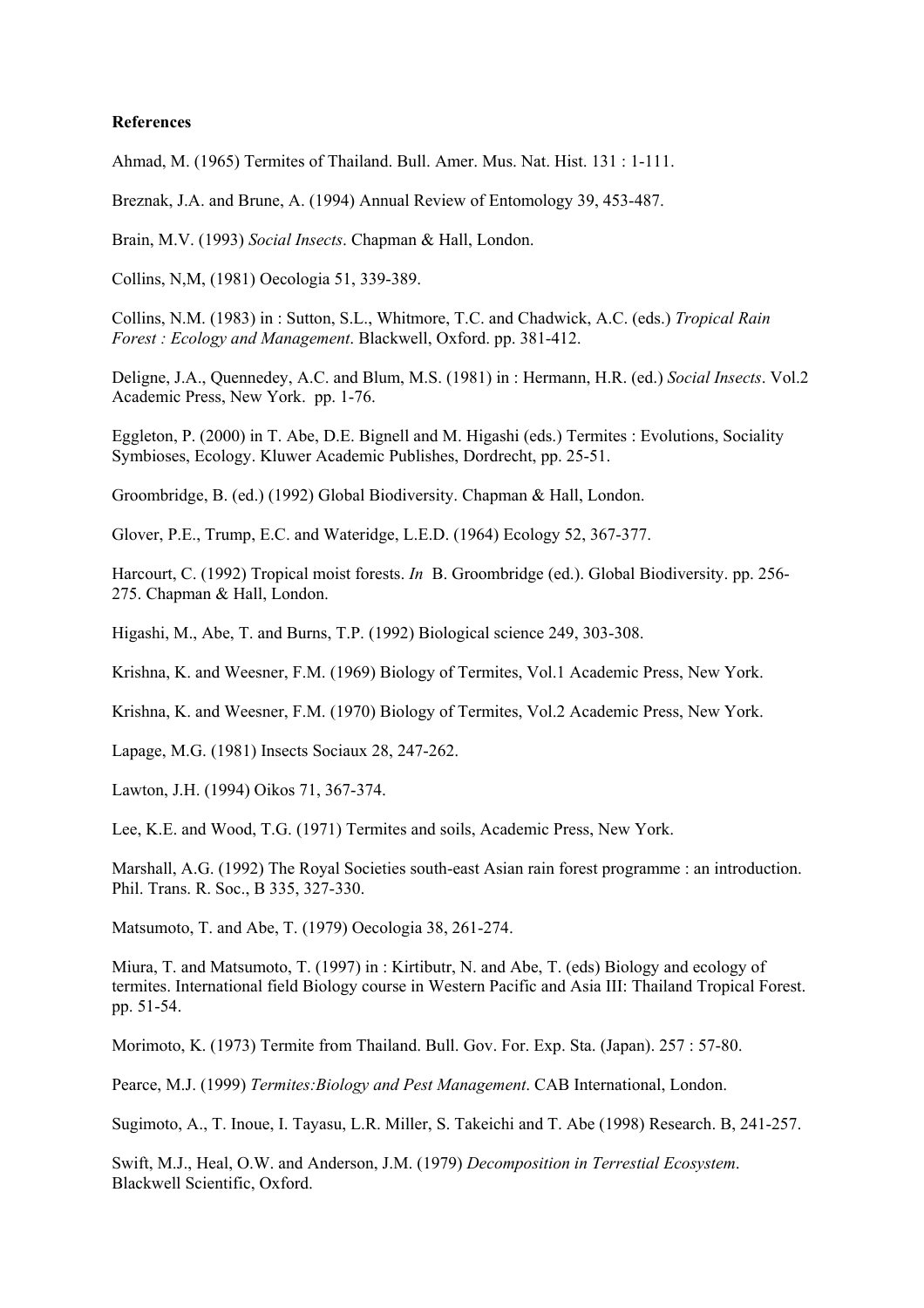**References**

Ahmad, M. (1965) Termites of Thailand. Bull. Amer. Mus. Nat. Hist. 131 : 1-111.

Breznak, J.A. and Brune, A. (1994) Annual Review of Entomology 39, 453-487.

Brain, M.V. (1993) *Social Insects*. Chapman & Hall, London.

Collins, N,M, (1981) Oecologia 51, 339-389.

Collins, N.M. (1983) in : Sutton, S.L., Whitmore, T.C. and Chadwick, A.C. (eds.) *Tropical Rain Forest : Ecology and Management*. Blackwell, Oxford. pp. 381-412.

Deligne, J.A., Quennedey, A.C. and Blum, M.S. (1981) in : Hermann, H.R. (ed.) *Social Insects*. Vol.2 Academic Press, New York. pp. 1-76.

Eggleton, P. (2000) in T. Abe, D.E. Bignell and M. Higashi (eds.) Termites : Evolutions, Sociality Symbioses, Ecology. Kluwer Academic Publishes, Dordrecht, pp. 25-51.

Groombridge, B. (ed.) (1992) Global Biodiversity. Chapman & Hall, London.

Glover, P.E., Trump, E.C. and Wateridge, L.E.D. (1964) Ecology 52, 367-377.

Harcourt, C. (1992) Tropical moist forests. *In* B. Groombridge (ed.). Global Biodiversity. pp. 256-275. Chapman & Hall, London.

Higashi, M., Abe, T. and Burns, T.P. (1992) Biological science 249, 303-308.

Krishna, K. and Weesner, F.M. (1969) Biology of Termites, Vol.1 Academic Press, New York.

Krishna, K. and Weesner, F.M. (1970) Biology of Termites, Vol.2 Academic Press, New York.

Lapage, M.G. (1981) Insects Sociaux 28, 247-262.

Lawton, J.H. (1994) Oikos 71, 367-374.

Lee, K.E. and Wood, T.G. (1971) Termites and soils, Academic Press, New York.

Marshall, A.G. (1992) The Royal Societies south-east Asian rain forest programme : an introduction. Phil. Trans. R. Soc., B 335, 327-330.

Matsumoto, T. and Abe, T. (1979) Oecologia 38, 261-274.

Miura, T. and Matsumoto, T. (1997) in : Kirtibutr, N. and Abe, T. (eds) Biology and ecology of termites. International field Biology course in Western Pacific and Asia III: Thailand Tropical Forest. pp. 51-54.

Morimoto, K. (1973) Termite from Thailand. Bull. Gov. For. Exp. Sta. (Japan). 257 : 57-80.

Pearce, M.J. (1999) *Termites:Biology and Pest Management*. CAB International, London.

Sugimoto, A., T. Inoue, I. Tayasu, L.R. Miller, S. Takeichi and T. Abe (1998) Research. B, 241-257.

Swift, M.J., Heal, O.W. and Anderson, J.M. (1979) *Decomposition in Terrestial Ecosystem*. Blackwell Scientific, Oxford.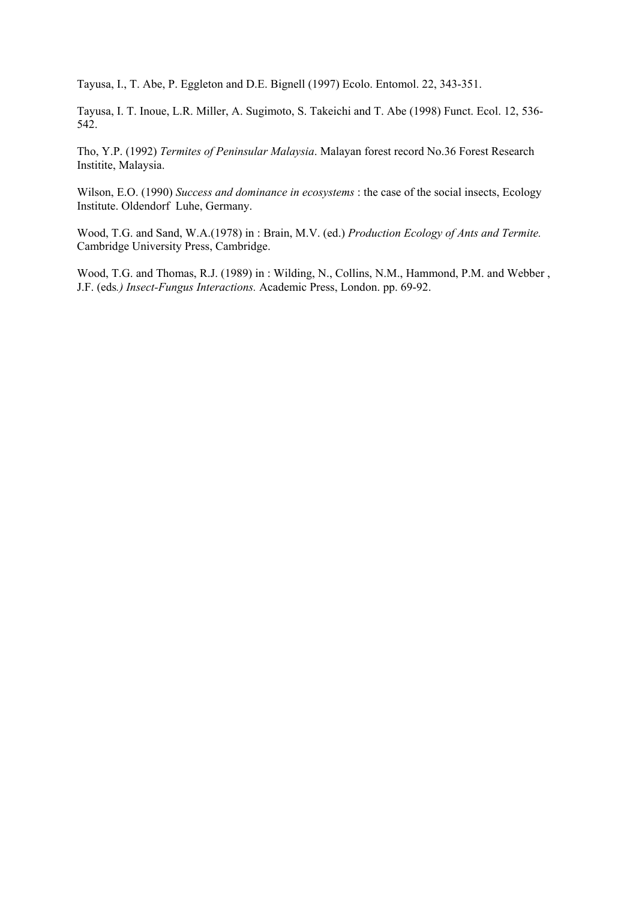Tayusa, I., T. Abe, P. Eggleton and D.E. Bignell (1997) Ecolo. Entomol. 22, 343-351.

Tayusa, I. T. Inoue, L.R. Miller, A. Sugimoto, S. Takeichi and T. Abe (1998) Funct. Ecol. 12, 536-542.

Tho, Y.P. (1992) *Termites of Peninsular Malaysia*. Malayan forest record No.36 Forest Research Institite, Malaysia.

Wilson, E.O. (1990) *Success and dominance in ecosystems* : the case of the social insects, Ecology Institute. Oldendorf Luhe, Germany.

Wood, T.G. and Sand, W.A.(1978) in : Brain, M.V. (ed.) *Production Ecology of Ants and Termite.* Cambridge University Press, Cambridge.

Wood, T.G. and Thomas, R.J. (1989) in : Wilding, N., Collins, N.M., Hammond, P.M. and Webber , J.F. (eds*.) Insect-Fungus Interactions.* Academic Press, London. pp. 69-92.